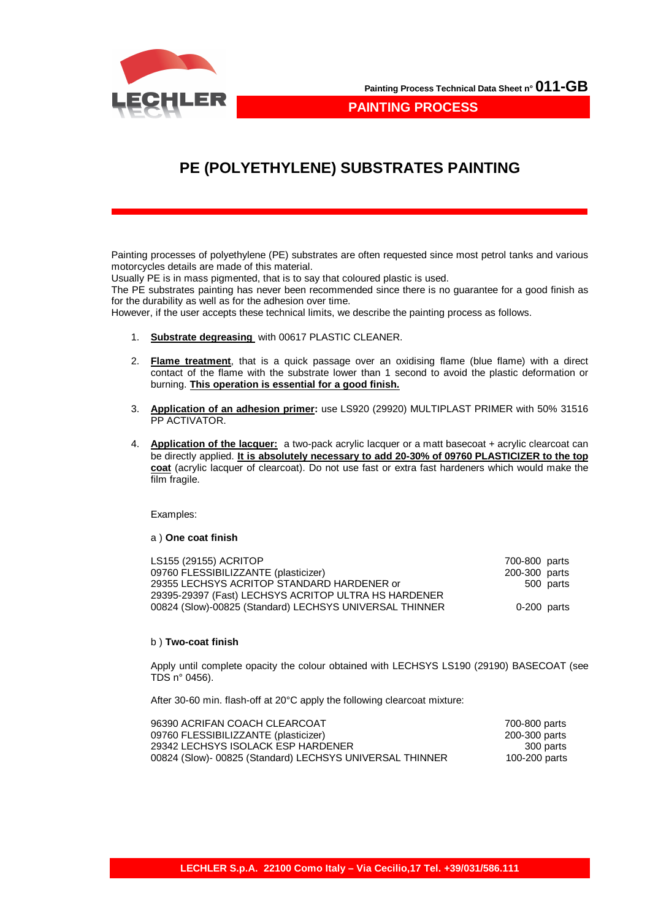Painting Process Technical Data Sheet n° **011-GB**

**PAINTING PROCESS**

# PE (POLYETHYLENE) SUBSTRATES PAINTING

Painting processes of polyethylene (PE) substrates are often requested since most petrol tanks and various motorcycles details are made of this material.
Usually PE is in mass pigmented, that is to say that coloured plastic is used.
The PE substrates painting has never been recommended since there is no guarantee for a good finish as for the durability as well as for the adhesion over time.
However, if the user accepts these technical limits, we describe the painting process as follows.

1. **<u>Substrate degreasing</u>** with 00617 PLASTIC CLEANER.

2. **<u>Flame treatment</u>**, that is a quick passage over an oxidising flame (blue flame) with a direct contact of the flame with the substrate lower than 1 second to avoid the plastic deformation or burning. **<u>This operation is essential for a good finish.</u>**

3. **<u>Application of an adhesion primer</u>:** use LS920 (29920) MULTIPLAST PRIMER with 50% 31516 PP ACTIVATOR.

4. **<u>Application of the lacquer:</u>** a two-pack acrylic lacquer or a matt basecoat + acrylic clearcoat can be directly applied. **<u>It is absolutely necessary to add 20-30% of 09760 PLASTICIZER to the top coat</u>** (acrylic lacquer of clearcoat). Do not use fast or extra fast hardeners which would make the film fragile.

Examples:

a ) **One coat finish**

| | |
|---|---|
| LS155 (29155) ACRITOP | 700-800 parts |
| 09760 FLESSIBILIZZANTE (plasticizer) | 200-300 parts |
| 29355 LECHSYS ACRITOP STANDARD HARDENER or<br>29395-29397 (Fast) LECHSYS ACRITOP ULTRA HS HARDENER | 500 parts |
| 00824 (Slow)-00825 (Standard) LECHSYS UNIVERSAL THINNER | 0-200 parts |

b ) **Two-coat finish**

Apply until complete opacity the colour obtained with LECHSYS LS190 (29190) BASECOAT (see TDS n° 0456).

After 30-60 min. flash-off at 20°C apply the following clearcoat mixture:

| | |
|---|---|
| 96390 ACRIFAN COACH CLEARCOAT | 700-800 parts |
| 09760 FLESSIBILIZZANTE (plasticizer) | 200-300 parts |
| 29342 LECHSYS ISOLACK ESP HARDENER | 300 parts |
| 00824 (Slow)- 00825 (Standard) LECHSYS UNIVERSAL THINNER | 100-200 parts |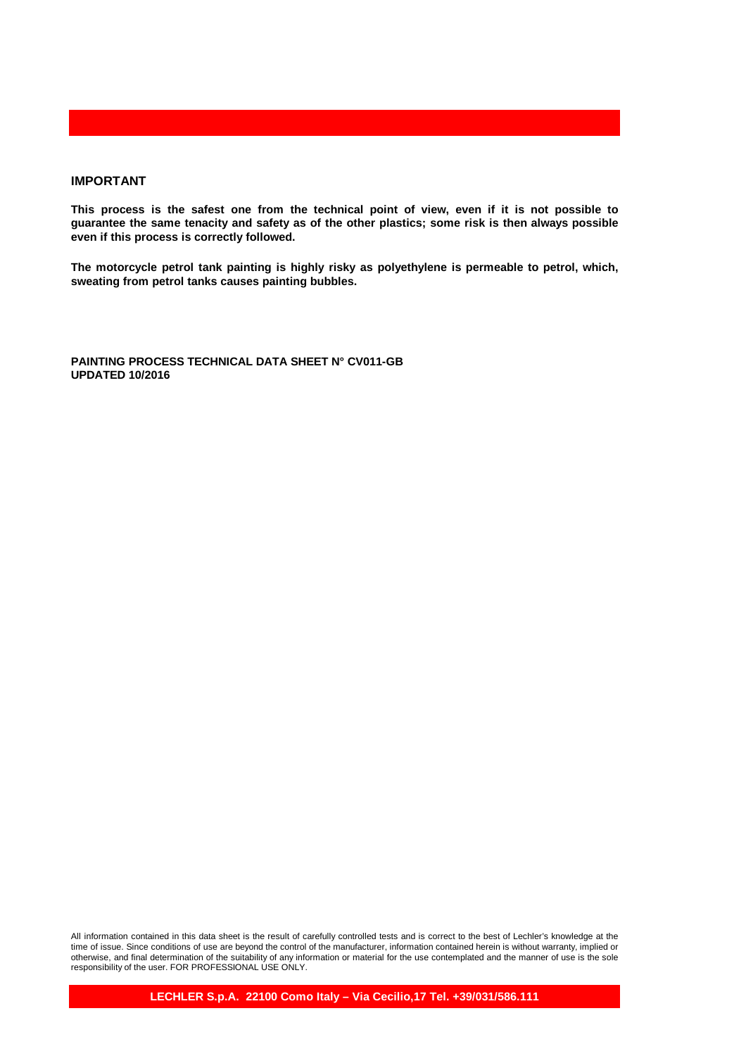## IMPORTANT

**This process is the safest one from the technical point of view, even if it is not possible to guarantee the same tenacity and safety as of the other plastics; some risk is then always possible even if this process is correctly followed.**

**The motorcycle petrol tank painting is highly risky as polyethylene is permeable to petrol, which, sweating from petrol tanks causes painting bubbles.**

**PAINTING PROCESS TECHNICAL DATA SHEET N° CV011-GB**
**UPDATED 10/2016**

All information contained in this data sheet is the result of carefully controlled tests and is correct to the best of Lechler's knowledge at the time of issue. Since conditions of use are beyond the control of the manufacturer, information contained herein is without warranty, implied or otherwise, and final determination of the suitability of any information or material for the use contemplated and the manner of use is the sole responsibility of the user. FOR PROFESSIONAL USE ONLY.

**LECHLER S.p.A. 22100 Como Italy – Via Cecilio,17 Tel. +39/031/586.111**